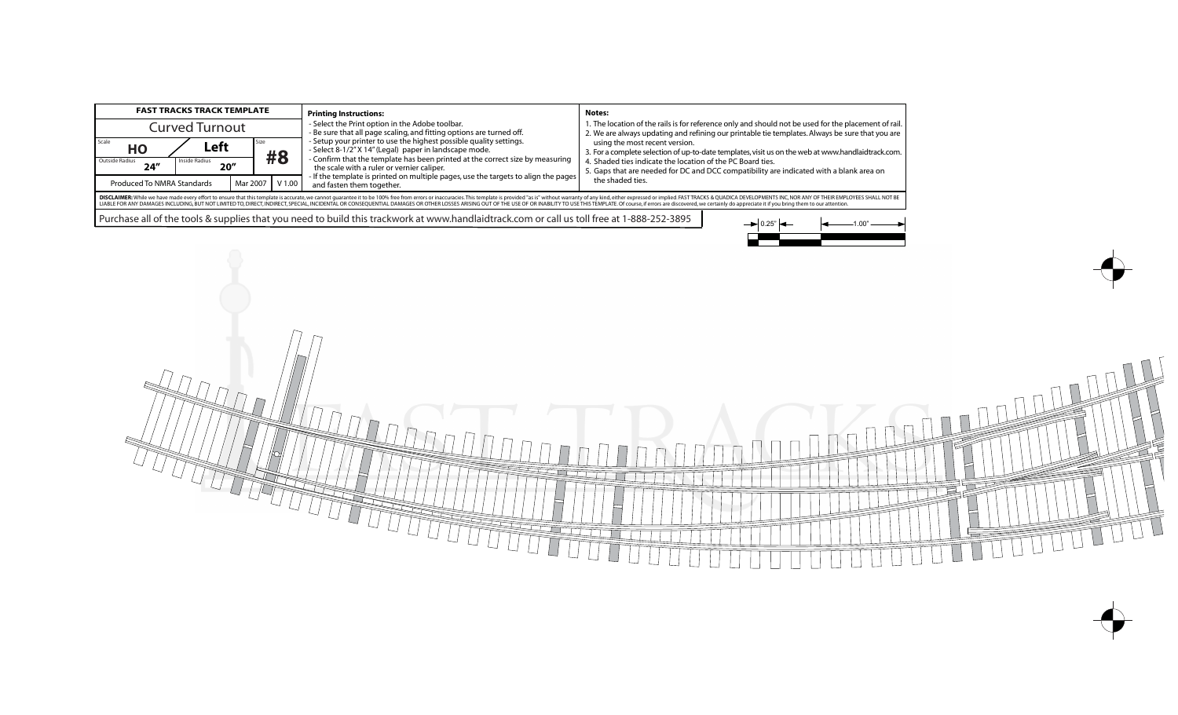| FAST TRACKS TRACK TEMPLATE | | |
|---|---|---|
| Curved Turnout | | |
| Scale **HO** | **Left** | Size **#8** |
| Outside Radius **24"** | Inside Radius **20"** | |
| Produced To NMRA Standards | Mar 2007 | V 1.00 |

**Printing Instructions:**

- Select the Print option in the Adobe toolbar.
- Be sure that all page scaling, and fitting options are turned off.
- Setup your printer to use the highest possible quality settings.
- Select 8-1/2" X 14" (Legal) paper in landscape mode.
- Confirm that the template has been printed at the correct size by measuring the scale with a ruler or vernier caliper.
- If the template is printed on multiple pages, use the targets to align the pages and fasten them together.

**Notes:**

1. The location of the rails is for reference only and should not be used for the placement of rail.
2. We are always updating and refining our printable tie templates. Always be sure that you are using the most recent version.
3. For a complete selection of up-to-date templates, visit us on the web at www.handlaidtrack.com.
4. Shaded ties indicate the location of the PC Board ties.
5. Gaps that are needed for DC and DCC compatibility are indicated with a blank area on the shaded ties.

**DISCLAIMER:** While we have made every effort to ensure that this template is accurate, we cannot guarantee it to be 100% free from errors or inaccuracies. This template is provided "as is" without warranty of any kind, either expressed or implied. FAST TRACKS & QUADICA DEVELOPMENTS INC, NOR ANY OF THEIR EMPLOYEES SHALL NOT BE LIABLE FOR ANY DAMAGES INCLUDING, BUT NOT LIMITED TO, DIRECT, INDIRECT, SPECIAL, INCIDENTAL OR CONSEQUENTIAL DAMAGES OR OTHER LOSSES ARISING OUT OF THE USE OF OR INABILITY TO USE THIS TEMPLATE. Of course, if errors are discovered, we certainly do appreciate it if you bring them to our attention.

Purchase all of the tools & supplies that you need to build this trackwork at www.handlaidtrack.com or call us toll free at 1-888-252-3895

0.25" 1.00"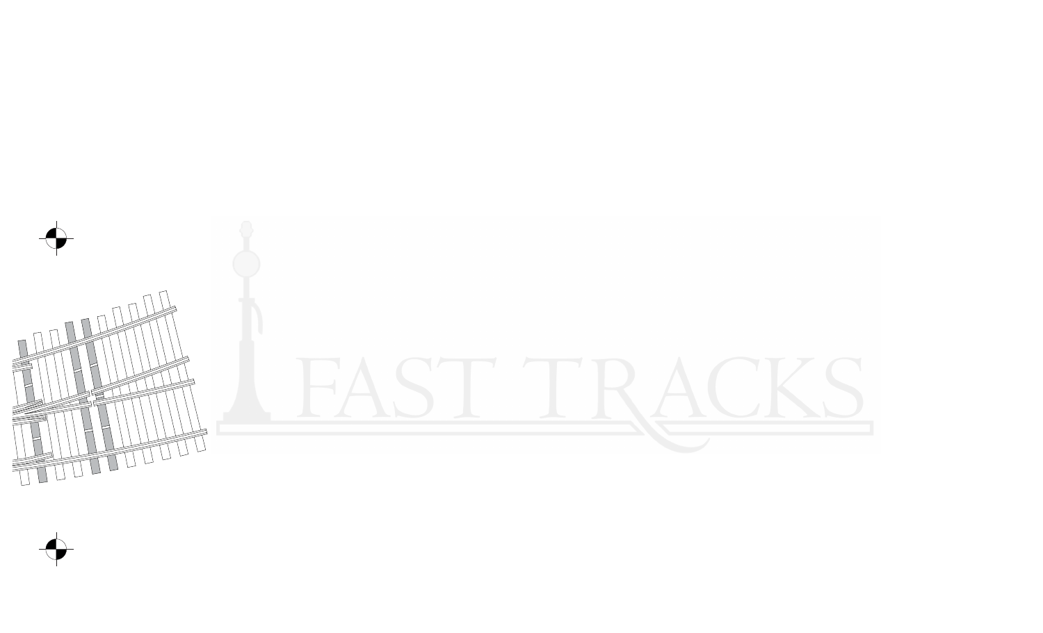FAST TRACKS